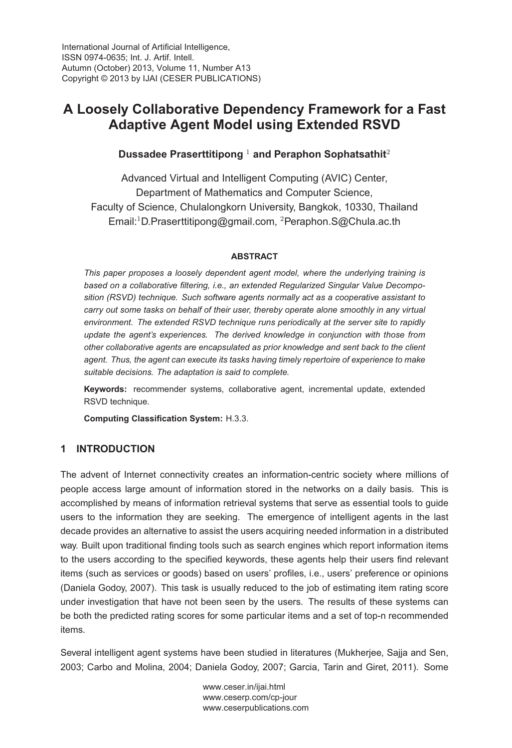International Journal of Artificial Intelligence,
ISSN 0974-0635; Int. J. Artif. Intell.
Autumn (October) 2013, Volume 11, Number A13
Copyright © 2013 by IJAI (CESER PUBLICATIONS)

# A Loosely Collaborative Dependency Framework for a Fast Adaptive Agent Model using Extended RSVD

**Dussadee Praserttitipong** [1] **and Peraphon Sophatsathit**[2]

Advanced Virtual and Intelligent Computing (AVIC) Center,
Department of Mathematics and Computer Science,
Faculty of Science, Chulalongkorn University, Bangkok, 10330, Thailand
Email:[1]D.Praserttitipong@gmail.com, [2]Peraphon.S@Chula.ac.th

**ABSTRACT**

*This paper proposes a loosely dependent agent model, where the underlying training is based on a collaborative filtering, i.e., an extended Regularized Singular Value Decomposition (RSVD) technique. Such software agents normally act as a cooperative assistant to carry out some tasks on behalf of their user, thereby operate alone smoothly in any virtual environment. The extended RSVD technique runs periodically at the server site to rapidly update the agent's experiences. The derived knowledge in conjunction with those from other collaborative agents are encapsulated as prior knowledge and sent back to the client agent. Thus, the agent can execute its tasks having timely repertoire of experience to make suitable decisions. The adaptation is said to complete.*

**Keywords:** recommender systems, collaborative agent, incremental update, extended RSVD technique.

**Computing Classification System:** H.3.3.

## 1 INTRODUCTION

The advent of Internet connectivity creates an information-centric society where millions of people access large amount of information stored in the networks on a daily basis. This is accomplished by means of information retrieval systems that serve as essential tools to guide users to the information they are seeking. The emergence of intelligent agents in the last decade provides an alternative to assist the users acquiring needed information in a distributed way. Built upon traditional finding tools such as search engines which report information items to the users according to the specified keywords, these agents help their users find relevant items (such as services or goods) based on users' profiles, i.e., users' preference or opinions (Daniela Godoy, 2007). This task is usually reduced to the job of estimating item rating score under investigation that have not been seen by the users. The results of these systems can be both the predicted rating scores for some particular items and a set of top-n recommended items.

Several intelligent agent systems have been studied in literatures (Mukherjee, Sajja and Sen, 2003; Carbo and Molina, 2004; Daniela Godoy, 2007; Garcia, Tarin and Giret, 2011). Some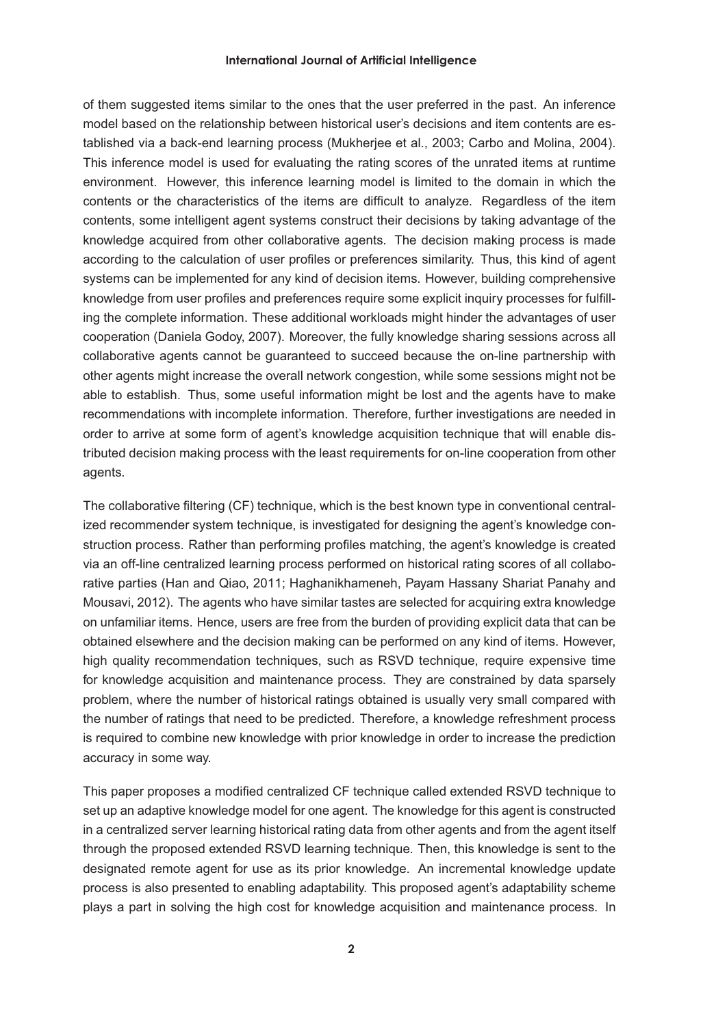of them suggested items similar to the ones that the user preferred in the past. An inference model based on the relationship between historical user's decisions and item contents are established via a back-end learning process (Mukherjee et al., 2003; Carbo and Molina, 2004). This inference model is used for evaluating the rating scores of the unrated items at runtime environment. However, this inference learning model is limited to the domain in which the contents or the characteristics of the items are difficult to analyze. Regardless of the item contents, some intelligent agent systems construct their decisions by taking advantage of the knowledge acquired from other collaborative agents. The decision making process is made according to the calculation of user profiles or preferences similarity. Thus, this kind of agent systems can be implemented for any kind of decision items. However, building comprehensive knowledge from user profiles and preferences require some explicit inquiry processes for fulfilling the complete information. These additional workloads might hinder the advantages of user cooperation (Daniela Godoy, 2007). Moreover, the fully knowledge sharing sessions across all collaborative agents cannot be guaranteed to succeed because the on-line partnership with other agents might increase the overall network congestion, while some sessions might not be able to establish. Thus, some useful information might be lost and the agents have to make recommendations with incomplete information. Therefore, further investigations are needed in order to arrive at some form of agent's knowledge acquisition technique that will enable distributed decision making process with the least requirements for on-line cooperation from other agents.

The collaborative filtering (CF) technique, which is the best known type in conventional centralized recommender system technique, is investigated for designing the agent's knowledge construction process. Rather than performing profiles matching, the agent's knowledge is created via an off-line centralized learning process performed on historical rating scores of all collaborative parties (Han and Qiao, 2011; Haghanikhameneh, Payam Hassany Shariat Panahy and Mousavi, 2012). The agents who have similar tastes are selected for acquiring extra knowledge on unfamiliar items. Hence, users are free from the burden of providing explicit data that can be obtained elsewhere and the decision making can be performed on any kind of items. However, high quality recommendation techniques, such as RSVD technique, require expensive time for knowledge acquisition and maintenance process. They are constrained by data sparsely problem, where the number of historical ratings obtained is usually very small compared with the number of ratings that need to be predicted. Therefore, a knowledge refreshment process is required to combine new knowledge with prior knowledge in order to increase the prediction accuracy in some way.

This paper proposes a modified centralized CF technique called extended RSVD technique to set up an adaptive knowledge model for one agent. The knowledge for this agent is constructed in a centralized server learning historical rating data from other agents and from the agent itself through the proposed extended RSVD learning technique. Then, this knowledge is sent to the designated remote agent for use as its prior knowledge. An incremental knowledge update process is also presented to enabling adaptability. This proposed agent's adaptability scheme plays a part in solving the high cost for knowledge acquisition and maintenance process. In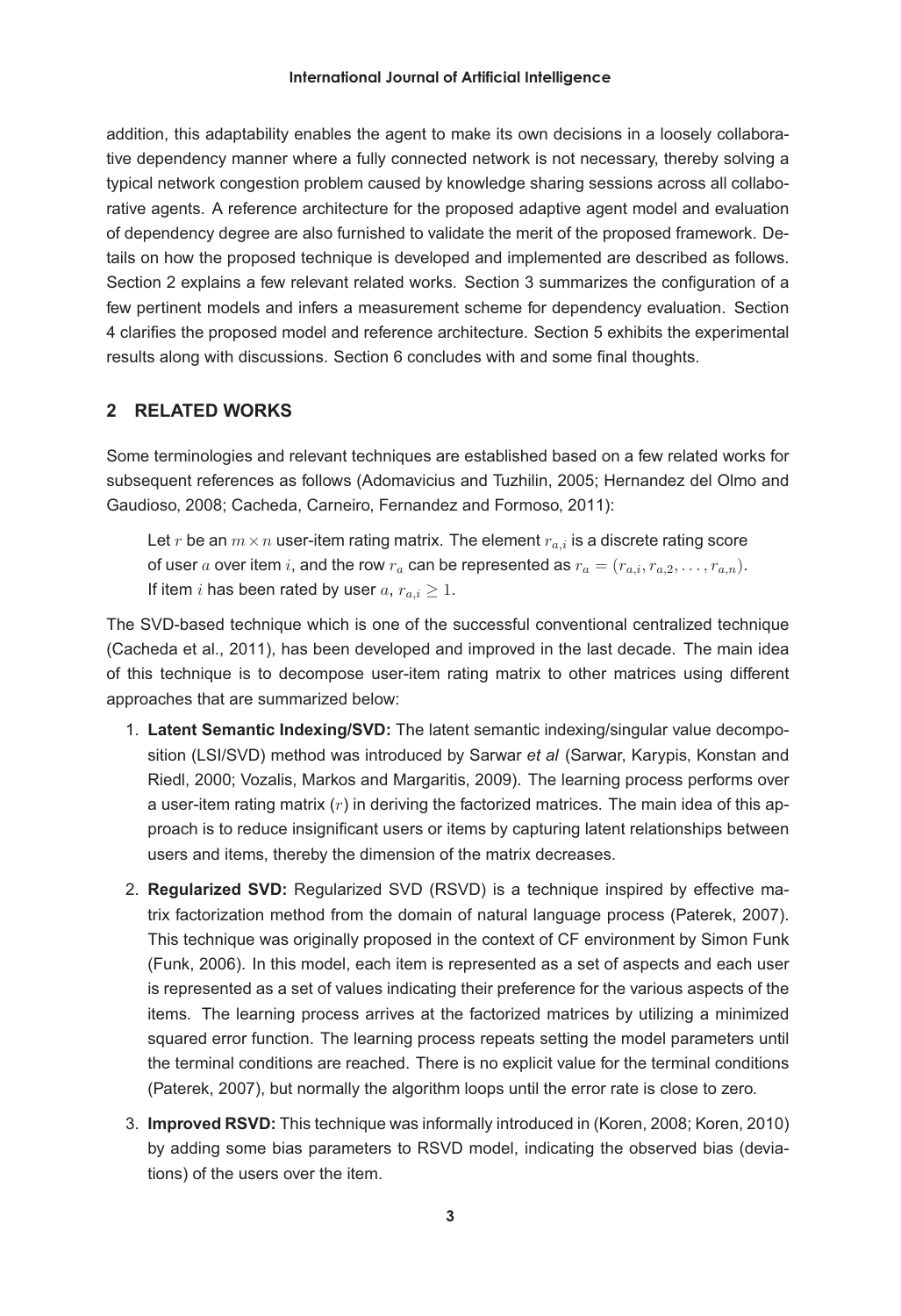addition, this adaptability enables the agent to make its own decisions in a loosely collaborative dependency manner where a fully connected network is not necessary, thereby solving a typical network congestion problem caused by knowledge sharing sessions across all collaborative agents. A reference architecture for the proposed adaptive agent model and evaluation of dependency degree are also furnished to validate the merit of the proposed framework. Details on how the proposed technique is developed and implemented are described as follows. Section 2 explains a few relevant related works. Section 3 summarizes the configuration of a few pertinent models and infers a measurement scheme for dependency evaluation. Section 4 clarifies the proposed model and reference architecture. Section 5 exhibits the experimental results along with discussions. Section 6 concludes with and some final thoughts.

## 2 RELATED WORKS

Some terminologies and relevant techniques are established based on a few related works for subsequent references as follows (Adomavicius and Tuzhilin, 2005; Hernandez del Olmo and Gaudioso, 2008; Cacheda, Carneiro, Fernandez and Formoso, 2011):

> Let $r$ be an $m \times n$ user-item rating matrix. The element $r_{a,i}$ is a discrete rating score of user $a$ over item $i$, and the row $r_a$ can be represented as $r_a = (r_{a,i}, r_{a,2}, \ldots, r_{a,n})$. If item $i$ has been rated by user $a$, $r_{a,i} \geq 1$.

The SVD-based technique which is one of the successful conventional centralized technique (Cacheda et al., 2011), has been developed and improved in the last decade. The main idea of this technique is to decompose user-item rating matrix to other matrices using different approaches that are summarized below:

1. **Latent Semantic Indexing/SVD:** The latent semantic indexing/singular value decomposition (LSI/SVD) method was introduced by Sarwar *et al* (Sarwar, Karypis, Konstan and Riedl, 2000; Vozalis, Markos and Margaritis, 2009). The learning process performs over a user-item rating matrix ($r$) in deriving the factorized matrices. The main idea of this approach is to reduce insignificant users or items by capturing latent relationships between users and items, thereby the dimension of the matrix decreases.

2. **Regularized SVD:** Regularized SVD (RSVD) is a technique inspired by effective matrix factorization method from the domain of natural language process (Paterek, 2007). This technique was originally proposed in the context of CF environment by Simon Funk (Funk, 2006). In this model, each item is represented as a set of aspects and each user is represented as a set of values indicating their preference for the various aspects of the items. The learning process arrives at the factorized matrices by utilizing a minimized squared error function. The learning process repeats setting the model parameters until the terminal conditions are reached. There is no explicit value for the terminal conditions (Paterek, 2007), but normally the algorithm loops until the error rate is close to zero.

3. **Improved RSVD:** This technique was informally introduced in (Koren, 2008; Koren, 2010) by adding some bias parameters to RSVD model, indicating the observed bias (deviations) of the users over the item.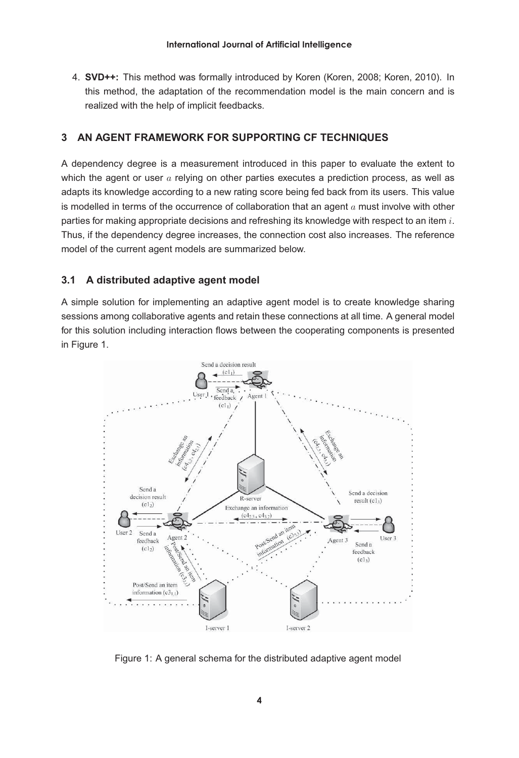4. **SVD++:** This method was formally introduced by Koren (Koren, 2008; Koren, 2010). In this method, the adaptation of the recommendation model is the main concern and is realized with the help of implicit feedbacks.

## 3 AN AGENT FRAMEWORK FOR SUPPORTING CF TECHNIQUES

A dependency degree is a measurement introduced in this paper to evaluate the extent to which the agent or user $a$ relying on other parties executes a prediction process, as well as adapts its knowledge according to a new rating score being fed back from its users. This value is modelled in terms of the occurrence of collaboration that an agent $a$ must involve with other parties for making appropriate decisions and refreshing its knowledge with respect to an item $i$. Thus, if the dependency degree increases, the connection cost also increases. The reference model of the current agent models are summarized below.

### 3.1 A distributed adaptive agent model

A simple solution for implementing an adaptive agent model is to create knowledge sharing sessions among collaborative agents and retain these connections at all time. A general model for this solution including interaction flows between the cooperating components is presented in Figure 1.

Figure 1: A general schema for the distributed adaptive agent model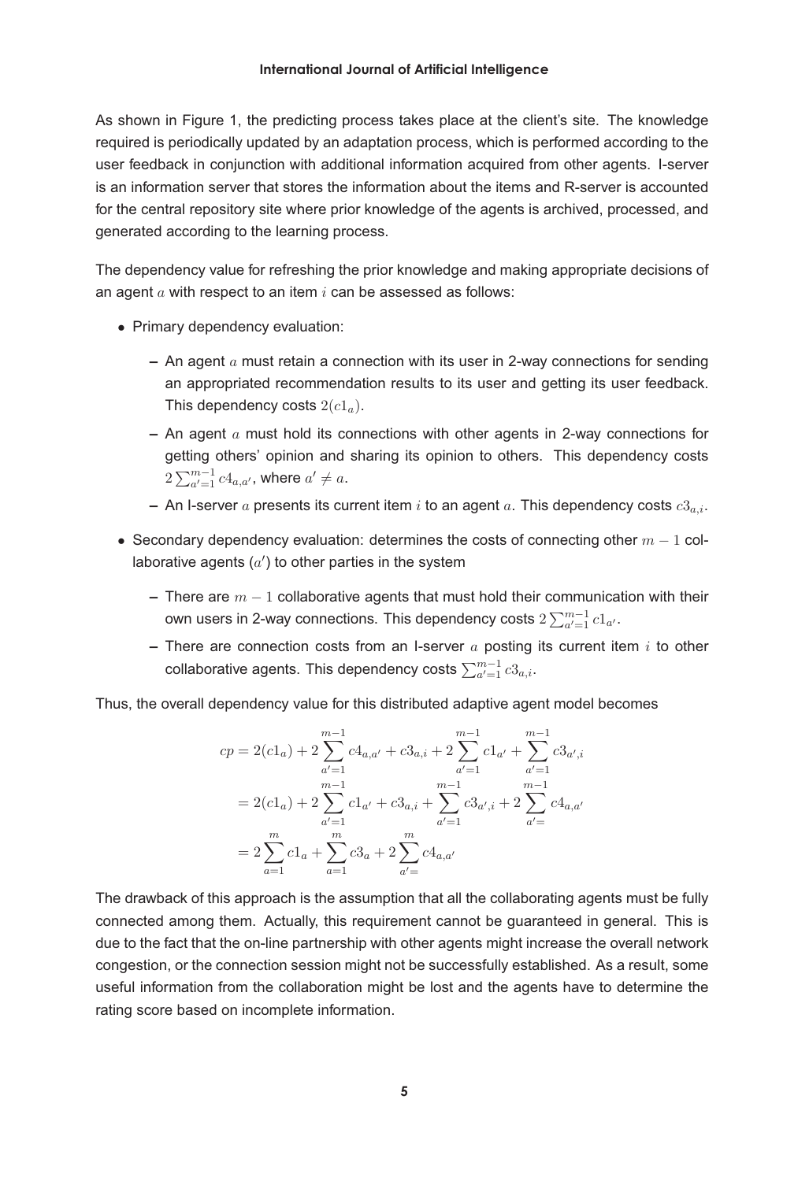As shown in Figure 1, the predicting process takes place at the client's site. The knowledge required is periodically updated by an adaptation process, which is performed according to the user feedback in conjunction with additional information acquired from other agents. I-server is an information server that stores the information about the items and R-server is accounted for the central repository site where prior knowledge of the agents is archived, processed, and generated according to the learning process.

The dependency value for refreshing the prior knowledge and making appropriate decisions of an agent $a$ with respect to an item $i$ can be assessed as follows:

- Primary dependency evaluation:
  - An agent $a$ must retain a connection with its user in 2-way connections for sending an appropriated recommendation results to its user and getting its user feedback. This dependency costs $2(c1_a)$.
  - An agent $a$ must hold its connections with other agents in 2-way connections for getting others' opinion and sharing its opinion to others. This dependency costs $2\sum_{a'=1}^{m-1} c4_{a,a'}$, where $a' \neq a$.
  - An I-server $a$ presents its current item $i$ to an agent $a$. This dependency costs $c3_{a,i}$.
- Secondary dependency evaluation: determines the costs of connecting other $m-1$ collaborative agents ($a'$) to other parties in the system
  - There are $m-1$ collaborative agents that must hold their communication with their own users in 2-way connections. This dependency costs $2\sum_{a'=1}^{m-1} c1_{a'}$.
  - There are connection costs from an I-server $a$ posting its current item $i$ to other collaborative agents. This dependency costs $\sum_{a'=1}^{m-1} c3_{a,i}$.

Thus, the overall dependency value for this distributed adaptive agent model becomes

$$
\begin{aligned}
cp &= 2(c1_a) + 2\sum_{a'=1}^{m-1} c4_{a,a'} + c3_{a,i} + 2\sum_{a'=1}^{m-1} c1_{a'} + \sum_{a'=1}^{m-1} c3_{a',i} \\
&= 2(c1_a) + 2\sum_{a'=1}^{m-1} c1_{a'} + c3_{a,i} + \sum_{a'=1}^{m-1} c3_{a',i} + 2\sum_{a'=}^{m-1} c4_{a,a'} \\
&= 2\sum_{a=1}^{m} c1_a + \sum_{a=1}^{m} c3_a + 2\sum_{a'=}^{m} c4_{a,a'}
\end{aligned}
$$

The drawback of this approach is the assumption that all the collaborating agents must be fully connected among them. Actually, this requirement cannot be guaranteed in general. This is due to the fact that the on-line partnership with other agents might increase the overall network congestion, or the connection session might not be successfully established. As a result, some useful information from the collaboration might be lost and the agents have to determine the rating score based on incomplete information.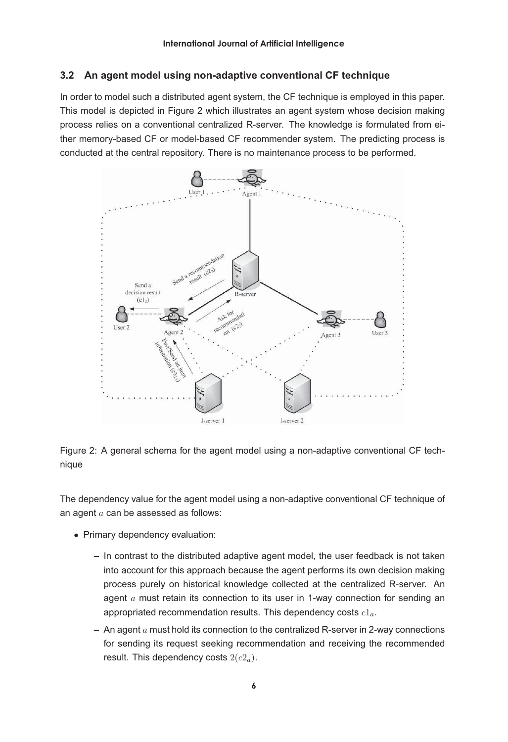### 3.2 An agent model using non-adaptive conventional CF technique

In order to model such a distributed agent system, the CF technique is employed in this paper. This model is depicted in Figure 2 which illustrates an agent system whose decision making process relies on a conventional centralized R-server. The knowledge is formulated from either memory-based CF or model-based CF recommender system. The predicting process is conducted at the central repository. There is no maintenance process to be performed.

Figure 2: A general schema for the agent model using a non-adaptive conventional CF technique

The dependency value for the agent model using a non-adaptive conventional CF technique of an agent $a$ can be assessed as follows:

- Primary dependency evaluation:
  - In contrast to the distributed adaptive agent model, the user feedback is not taken into account for this approach because the agent performs its own decision making process purely on historical knowledge collected at the centralized R-server. An agent $a$ must retain its connection to its user in 1-way connection for sending an appropriated recommendation results. This dependency costs $c1_a$.
  - An agent $a$ must hold its connection to the centralized R-server in 2-way connections for sending its request seeking recommendation and receiving the recommended result. This dependency costs $2(c2_a)$.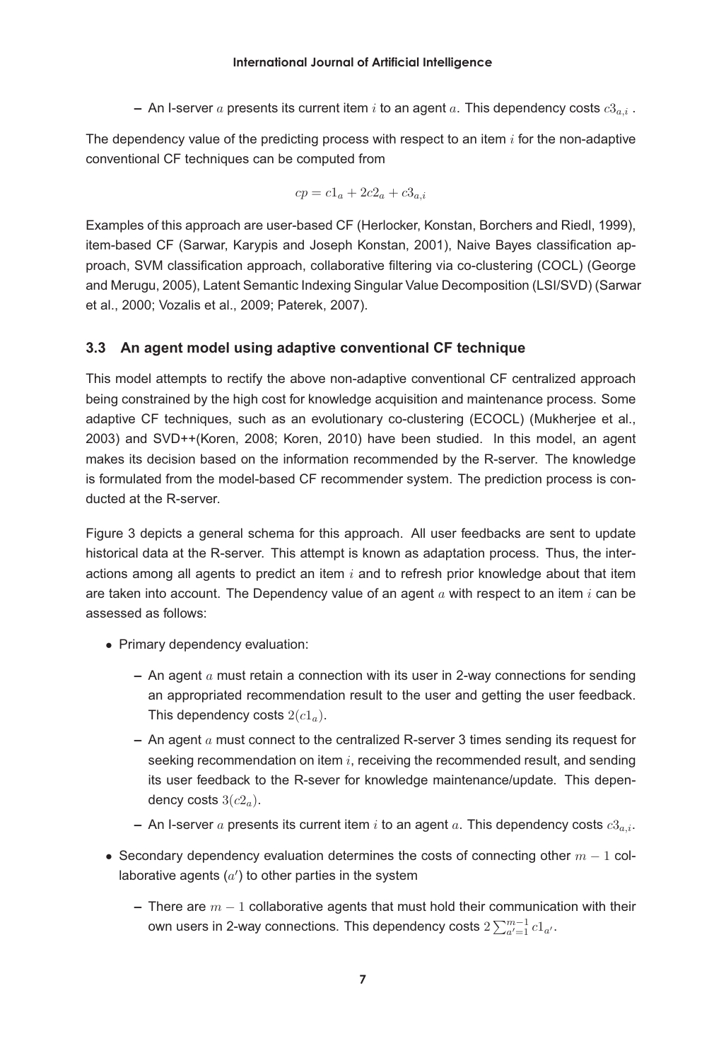- An I-server $a$ presents its current item $i$ to an agent $a$. This dependency costs $c3_{a,i}$ .

The dependency value of the predicting process with respect to an item $i$ for the non-adaptive conventional CF techniques can be computed from

$$cp = c1_a + 2c2_a + c3_{a,i}$$

Examples of this approach are user-based CF (Herlocker, Konstan, Borchers and Riedl, 1999), item-based CF (Sarwar, Karypis and Joseph Konstan, 2001), Naive Bayes classification approach, SVM classification approach, collaborative filtering via co-clustering (COCL) (George and Merugu, 2005), Latent Semantic Indexing Singular Value Decomposition (LSI/SVD) (Sarwar et al., 2000; Vozalis et al., 2009; Paterek, 2007).

### 3.3 An agent model using adaptive conventional CF technique

This model attempts to rectify the above non-adaptive conventional CF centralized approach being constrained by the high cost for knowledge acquisition and maintenance process. Some adaptive CF techniques, such as an evolutionary co-clustering (ECOCL) (Mukherjee et al., 2003) and SVD++(Koren, 2008; Koren, 2010) have been studied. In this model, an agent makes its decision based on the information recommended by the R-server. The knowledge is formulated from the model-based CF recommender system. The prediction process is conducted at the R-server.

Figure 3 depicts a general schema for this approach. All user feedbacks are sent to update historical data at the R-server. This attempt is known as adaptation process. Thus, the interactions among all agents to predict an item $i$ and to refresh prior knowledge about that item are taken into account. The Dependency value of an agent $a$ with respect to an item $i$ can be assessed as follows:

- Primary dependency evaluation:
  - An agent $a$ must retain a connection with its user in 2-way connections for sending an appropriated recommendation result to the user and getting the user feedback. This dependency costs $2(c1_a)$.
  - An agent $a$ must connect to the centralized R-server 3 times sending its request for seeking recommendation on item $i$, receiving the recommended result, and sending its user feedback to the R-sever for knowledge maintenance/update. This dependency costs $3(c2_a)$.
  - An I-server $a$ presents its current item $i$ to an agent $a$. This dependency costs $c3_{a,i}$.
- Secondary dependency evaluation determines the costs of connecting other $m-1$ collaborative agents ($a'$) to other parties in the system
  - There are $m-1$ collaborative agents that must hold their communication with their own users in 2-way connections. This dependency costs $2\sum_{a'=1}^{m-1} c1_{a'}$.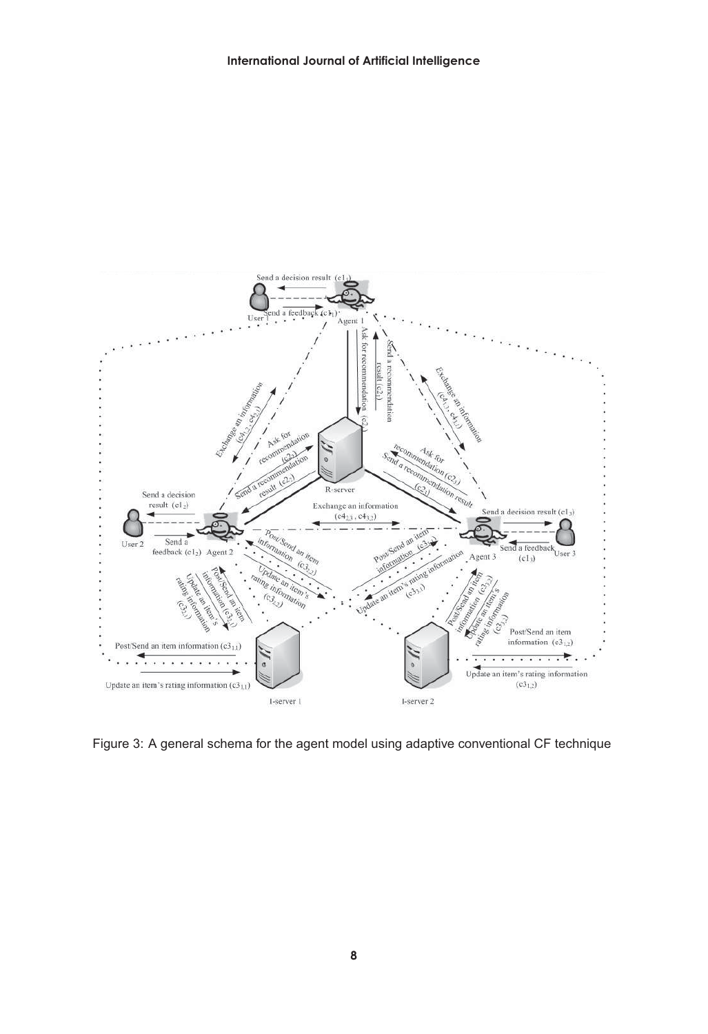Figure 3: A general schema for the agent model using adaptive conventional CF technique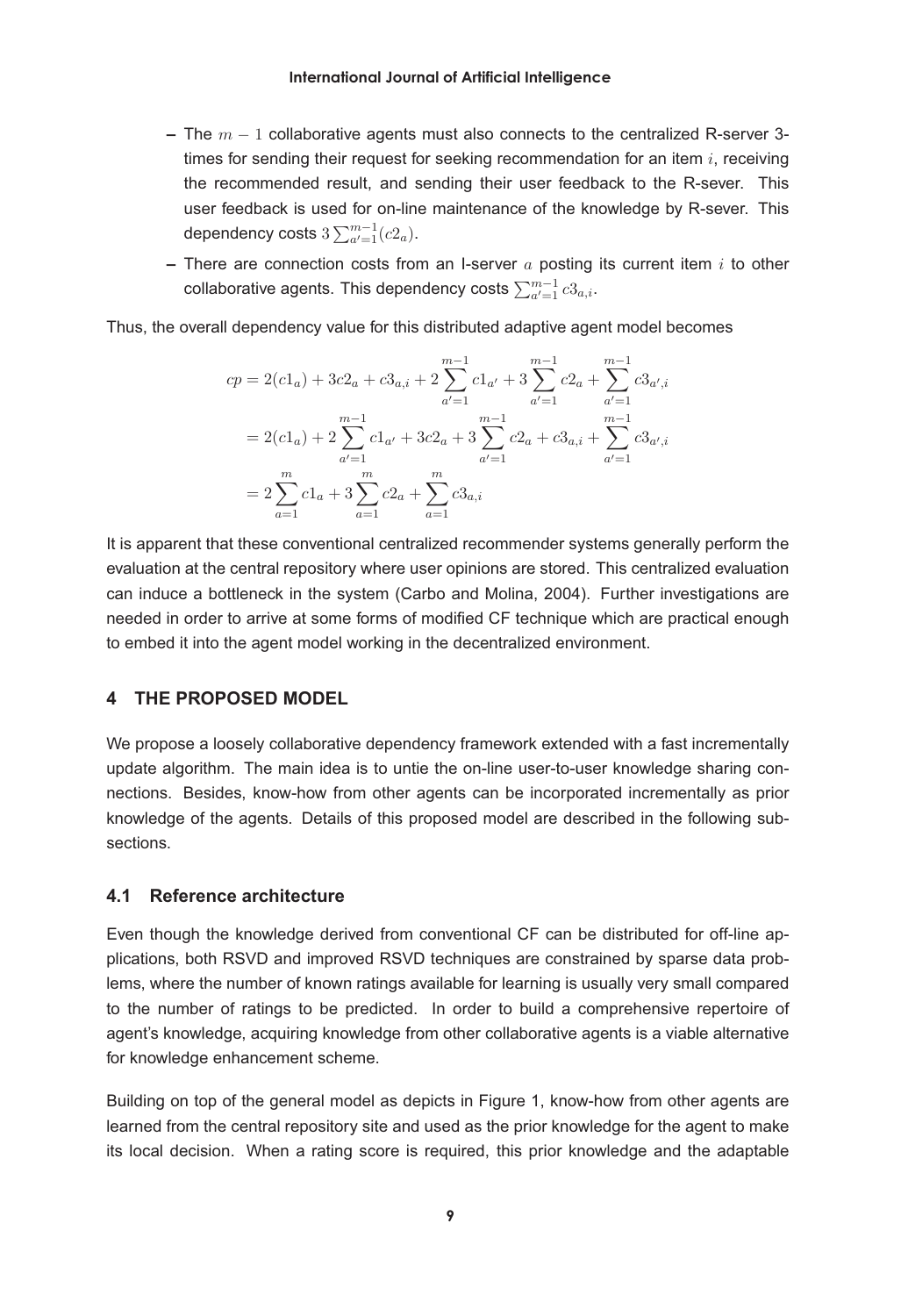- The $m-1$ collaborative agents must also connects to the centralized R-server 3-times for sending their request for seeking recommendation for an item $i$, receiving the recommended result, and sending their user feedback to the R-sever. This user feedback is used for on-line maintenance of the knowledge by R-sever. This dependency costs $3\sum_{a'=1}^{m-1}(c2_a)$.
- There are connection costs from an I-server $a$ posting its current item $i$ to other collaborative agents. This dependency costs $\sum_{a'=1}^{m-1} c3_{a,i}$.

Thus, the overall dependency value for this distributed adaptive agent model becomes

$$
\begin{aligned}
cp &= 2(c1_a) + 3c2_a + c3_{a,i} + 2\sum_{a'=1}^{m-1} c1_{a'} + 3\sum_{a'=1}^{m-1} c2_a + \sum_{a'=1}^{m-1} c3_{a',i} \\
&= 2(c1_a) + 2\sum_{a'=1}^{m-1} c1_{a'} + 3c2_a + 3\sum_{a'=1}^{m-1} c2_a + c3_{a,i} + \sum_{a'=1}^{m-1} c3_{a',i} \\
&= 2\sum_{a=1}^{m} c1_a + 3\sum_{a=1}^{m} c2_a + \sum_{a=1}^{m} c3_{a,i}
\end{aligned}
$$

It is apparent that these conventional centralized recommender systems generally perform the evaluation at the central repository where user opinions are stored. This centralized evaluation can induce a bottleneck in the system (Carbo and Molina, 2004). Further investigations are needed in order to arrive at some forms of modified CF technique which are practical enough to embed it into the agent model working in the decentralized environment.

## 4 THE PROPOSED MODEL

We propose a loosely collaborative dependency framework extended with a fast incrementally update algorithm. The main idea is to untie the on-line user-to-user knowledge sharing connections. Besides, know-how from other agents can be incorporated incrementally as prior knowledge of the agents. Details of this proposed model are described in the following subsections.

### 4.1 Reference architecture

Even though the knowledge derived from conventional CF can be distributed for off-line applications, both RSVD and improved RSVD techniques are constrained by sparse data problems, where the number of known ratings available for learning is usually very small compared to the number of ratings to be predicted. In order to build a comprehensive repertoire of agent's knowledge, acquiring knowledge from other collaborative agents is a viable alternative for knowledge enhancement scheme.

Building on top of the general model as depicts in Figure 1, know-how from other agents are learned from the central repository site and used as the prior knowledge for the agent to make its local decision. When a rating score is required, this prior knowledge and the adaptable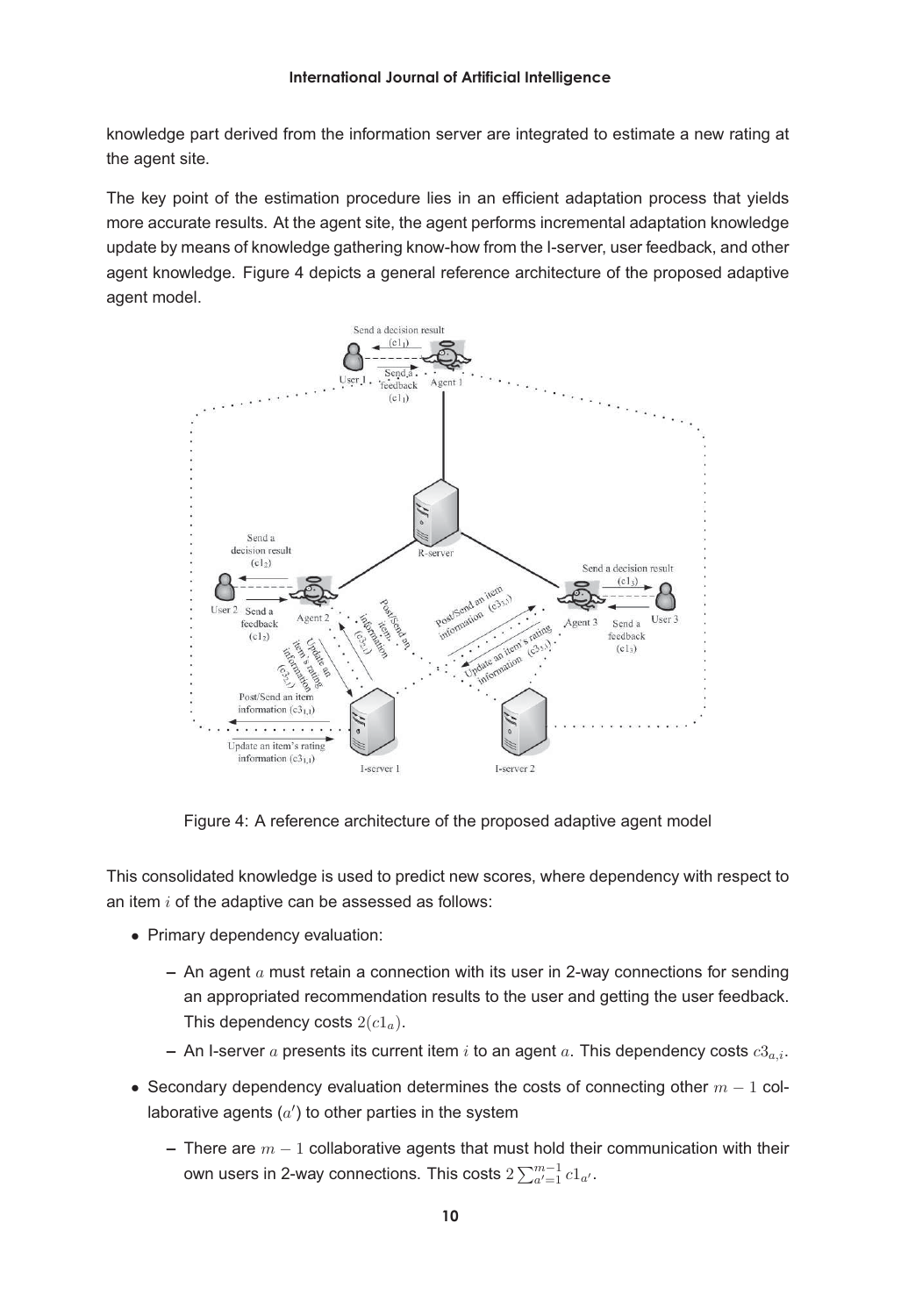knowledge part derived from the information server are integrated to estimate a new rating at the agent site.

The key point of the estimation procedure lies in an efficient adaptation process that yields more accurate results. At the agent site, the agent performs incremental adaptation knowledge update by means of knowledge gathering know-how from the I-server, user feedback, and other agent knowledge. Figure 4 depicts a general reference architecture of the proposed adaptive agent model.

Figure 4: A reference architecture of the proposed adaptive agent model

This consolidated knowledge is used to predict new scores, where dependency with respect to an item $i$ of the adaptive can be assessed as follows:

- Primary dependency evaluation:
  - An agent $a$ must retain a connection with its user in 2-way connections for sending an appropriated recommendation results to the user and getting the user feedback. This dependency costs $2(c1_a)$.
  - An I-server $a$ presents its current item $i$ to an agent $a$. This dependency costs $c3_{a,i}$.
- Secondary dependency evaluation determines the costs of connecting other $m-1$ collaborative agents ($a'$) to other parties in the system
  - There are $m-1$ collaborative agents that must hold their communication with their own users in 2-way connections. This costs $2\sum_{a'=1}^{m-1} c1_{a'}$.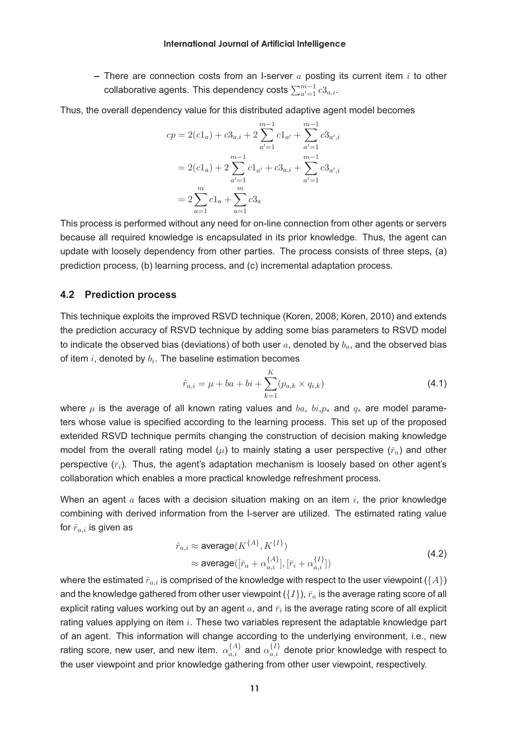– There are connection costs from an I-server $a$ posting its current item $i$ to other collaborative agents. This dependency costs $\sum_{a'=1}^{m-1} c3_{a,i}$.

Thus, the overall dependency value for this distributed adaptive agent model becomes

$$
\begin{aligned}
cp &= 2(c1_a) + c3_{a,i} + 2\sum_{a'=1}^{m-1} c1_{a'} + \sum_{a'=1}^{m-1} c3_{a',i} \\
&= 2(c1_a) + 2\sum_{a'=1}^{m-1} c1_{a'} + c3_{a,i} + \sum_{a'=1}^{m-1} c3_{a',i} \\
&= 2\sum_{a=1}^{m} c1_a + \sum_{a=1}^{m} c3_a
\end{aligned}
$$

This process is performed without any need for on-line connection from other agents or servers because all required knowledge is encapsulated in its prior knowledge. Thus, the agent can update with loosely dependency from other parties. The process consists of three steps, (a) prediction process, (b) learning process, and (c) incremental adaptation process.

### 4.2 Prediction process

This technique exploits the improved RSVD technique (Koren, 2008; Koren, 2010) and extends the prediction accuracy of RSVD technique by adding some bias parameters to RSVD model to indicate the observed bias (deviations) of both user $a$, denoted by $b_a$, and the observed bias of item $i$, denoted by $b_i$. The baseline estimation becomes

$$
\hat{r}_{a,i} = \mu + ba + bi + \sum_{k=1}^{K} (p_{a,k} \times q_{i,k}) \tag{4.1}
$$

where $\mu$ is the average of all known rating values and $ba$, $bi$,$p_*$ and $q_*$ are model parameters whose value is specified according to the learning process. This set up of the proposed extended RSVD technique permits changing the construction of decision making knowledge model from the overall rating model ($\mu$) to mainly stating a user perspective ($\bar{r}_a$) and other perspective ($\bar{r}_i$). Thus, the agent's adaptation mechanism is loosely based on other agent's collaboration which enables a more practical knowledge refreshment process.

When an agent $a$ faces with a decision situation making on an item $i$, the prior knowledge combining with derived information from the I-server are utilized. The estimated rating value for $\hat{r}_{a,i}$ is given as

$$
\begin{aligned}
\hat{r}_{a,i} &\approx \text{average}(K^{\{A\}}, K^{\{I\}}) \\
&\approx \text{average}([\bar{r}_a + \alpha_{a,i}^{\{A\}}], [\bar{r}_i + \alpha_{a,i}^{\{I\}}])
\end{aligned} \tag{4.2}
$$

where the estimated $\hat{r}_{a,i}$ is comprised of the knowledge with respect to the user viewpoint ($\{A\}$) and the knowledge gathered from other user viewpoint ($\{I\}$), $\bar{r}_a$ is the average rating score of all explicit rating values working out by an agent $a$, and $\bar{r}_i$ is the average rating score of all explicit rating values applying on item $i$. These two variables represent the adaptable knowledge part of an agent. This information will change according to the underlying environment, i.e., new rating score, new user, and new item. $\alpha_{a,i}^{\{A\}}$ and $\alpha_{a,i}^{\{I\}}$ denote prior knowledge with respect to the user viewpoint and prior knowledge gathering from other user viewpoint, respectively.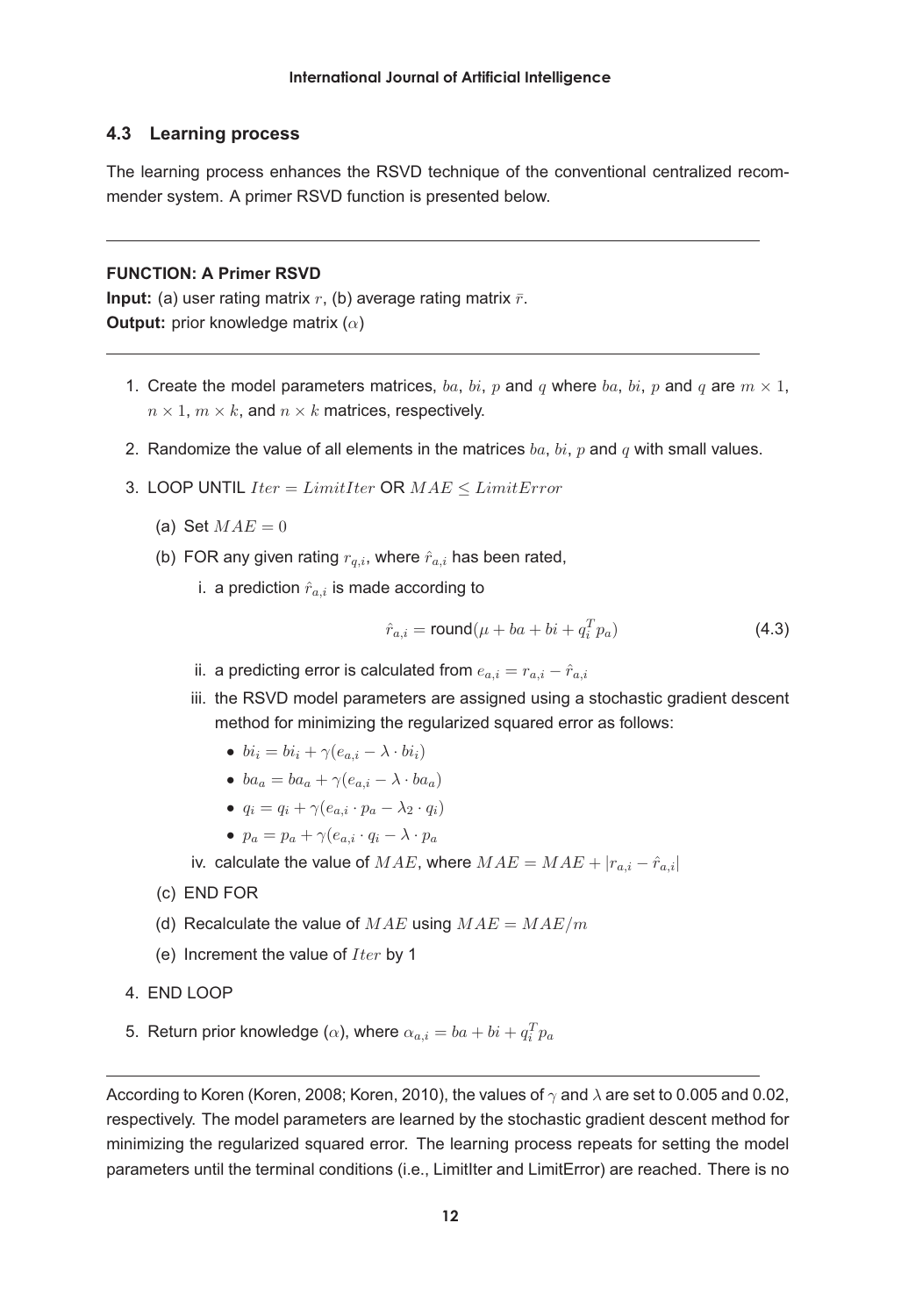### 4.3 Learning process

The learning process enhances the RSVD technique of the conventional centralized recommender system. A primer RSVD function is presented below.

---

**FUNCTION: A Primer RSVD**

**Input:** (a) user rating matrix $r$, (b) average rating matrix $\bar{r}$.

**Output:** prior knowledge matrix ($\alpha$)

---

1. Create the model parameters matrices, $ba$, $bi$, $p$ and $q$ where $ba$, $bi$, $p$ and $q$ are $m \times 1$, $n \times 1$, $m \times k$, and $n \times k$ matrices, respectively.
2. Randomize the value of all elements in the matrices $ba$, $bi$, $p$ and $q$ with small values.
3. LOOP UNTIL $Iter = LimitIter$ OR $MAE \leq LimitError$
   (a) Set $MAE = 0$
   (b) FOR any given rating $r_{q,i}$, where $\hat{r}_{a,i}$ has been rated,
      i. a prediction $\hat{r}_{a,i}$ is made according to
      $$\hat{r}_{a,i} = \text{round}(\mu + ba + bi + q_i^T p_a) \tag{4.3}$$
      ii. a predicting error is calculated from $e_{a,i} = r_{a,i} - \hat{r}_{a,i}$
      iii. the RSVD model parameters are assigned using a stochastic gradient descent method for minimizing the regularized squared error as follows:
         - $bi_i = bi_i + \gamma(e_{a,i} - \lambda \cdot bi_i)$
         - $ba_a = ba_a + \gamma(e_{a,i} - \lambda \cdot ba_a)$
         - $q_i = q_i + \gamma(e_{a,i} \cdot p_a - \lambda_2 \cdot q_i)$
         - $p_a = p_a + \gamma(e_{a,i} \cdot q_i - \lambda \cdot p_a$
      iv. calculate the value of $MAE$, where $MAE = MAE + |r_{a,i} - \hat{r}_{a,i}|$
   (c) END FOR
   (d) Recalculate the value of $MAE$ using $MAE = MAE/m$
   (e) Increment the value of $Iter$ by 1
4. END LOOP
5. Return prior knowledge ($\alpha$), where $\alpha_{a,i} = ba + bi + q_i^T p_a$

---

According to Koren (Koren, 2008; Koren, 2010), the values of $\gamma$ and $\lambda$ are set to 0.005 and 0.02, respectively. The model parameters are learned by the stochastic gradient descent method for minimizing the regularized squared error. The learning process repeats for setting the model parameters until the terminal conditions (i.e., LimitIter and LimitError) are reached. There is no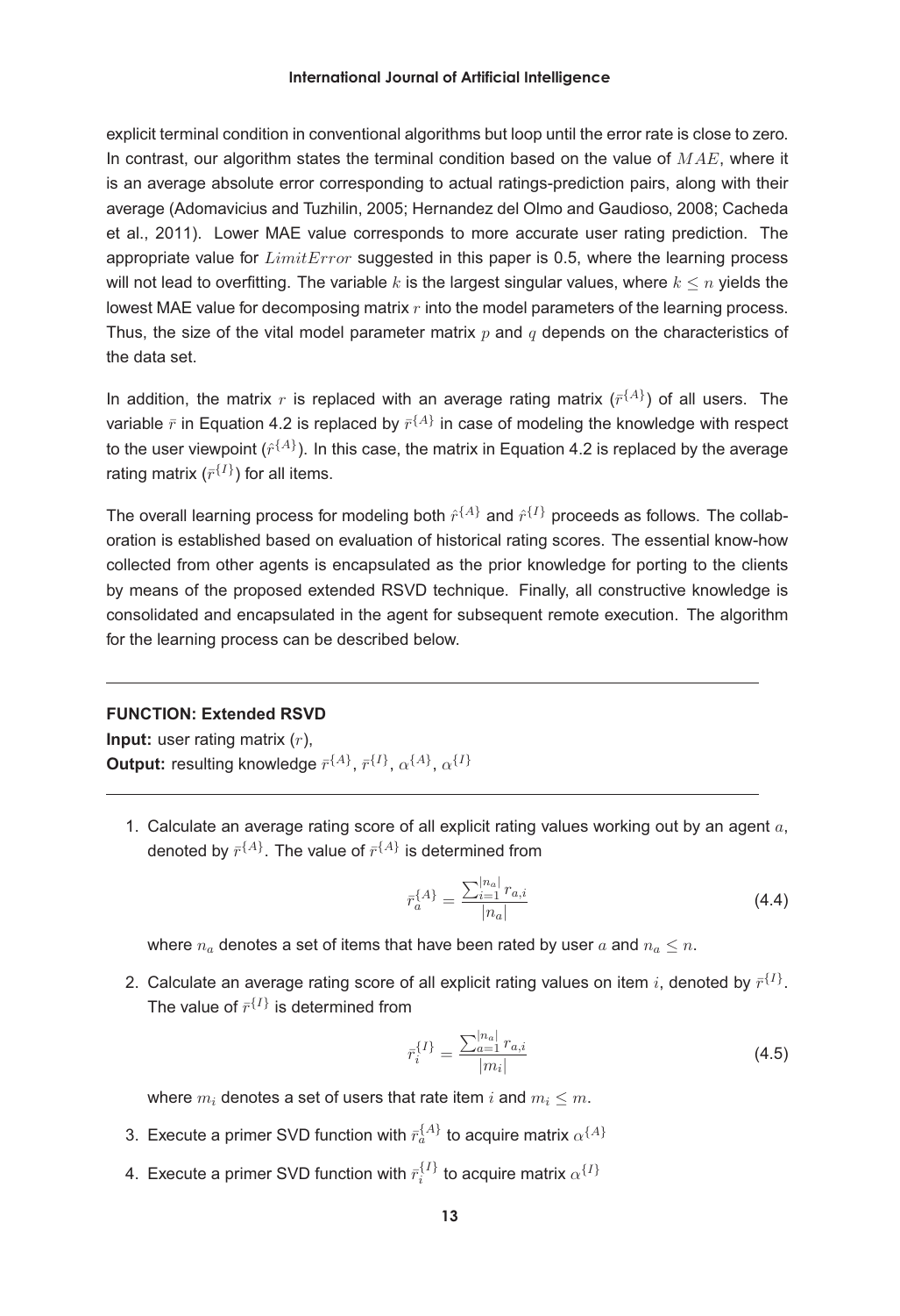explicit terminal condition in conventional algorithms but loop until the error rate is close to zero. In contrast, our algorithm states the terminal condition based on the value of $MAE$, where it is an average absolute error corresponding to actual ratings-prediction pairs, along with their average (Adomavicius and Tuzhilin, 2005; Hernandez del Olmo and Gaudioso, 2008; Cacheda et al., 2011). Lower MAE value corresponds to more accurate user rating prediction. The appropriate value for $LimitError$ suggested in this paper is 0.5, where the learning process will not lead to overfitting. The variable $k$ is the largest singular values, where $k \leq n$ yields the lowest MAE value for decomposing matrix $r$ into the model parameters of the learning process. Thus, the size of the vital model parameter matrix $p$ and $q$ depends on the characteristics of the data set.

In addition, the matrix $r$ is replaced with an average rating matrix ($\bar{r}^{\{A\}}$) of all users. The variable $\bar{r}$ in Equation 4.2 is replaced by $\bar{r}^{\{A\}}$ in case of modeling the knowledge with respect to the user viewpoint ($\hat{r}^{\{A\}}$). In this case, the matrix in Equation 4.2 is replaced by the average rating matrix ($\bar{r}^{\{I\}}$) for all items.

The overall learning process for modeling both $\hat{r}^{\{A\}}$ and $\hat{r}^{\{I\}}$ proceeds as follows. The collaboration is established based on evaluation of historical rating scores. The essential know-how collected from other agents is encapsulated as the prior knowledge for porting to the clients by means of the proposed extended RSVD technique. Finally, all constructive knowledge is consolidated and encapsulated in the agent for subsequent remote execution. The algorithm for the learning process can be described below.

---

**FUNCTION: Extended RSVD**

**Input:** user rating matrix ($r$),

**Output:** resulting knowledge $\bar{r}^{\{A\}}$, $\bar{r}^{\{I\}}$, $\alpha^{\{A\}}$, $\alpha^{\{I\}}$

---

1. Calculate an average rating score of all explicit rating values working out by an agent $a$, denoted by $\bar{r}^{\{A\}}$. The value of $\bar{r}^{\{A\}}$ is determined from

$$\bar{r}_a^{\{A\}} = \frac{\sum_{i=1}^{|n_a|} r_{a,i}}{|n_a|} \tag{4.4}$$

   where $n_a$ denotes a set of items that have been rated by user $a$ and $n_a \leq n$.

2. Calculate an average rating score of all explicit rating values on item $i$, denoted by $\bar{r}^{\{I\}}$. The value of $\bar{r}^{\{I\}}$ is determined from

$$\bar{r}_i^{\{I\}} = \frac{\sum_{a=1}^{|n_a|} r_{a,i}}{|m_i|} \tag{4.5}$$

   where $m_i$ denotes a set of users that rate item $i$ and $m_i \leq m$.

3. Execute a primer SVD function with $\bar{r}_a^{\{A\}}$ to acquire matrix $\alpha^{\{A\}}$

4. Execute a primer SVD function with $\bar{r}_i^{\{I\}}$ to acquire matrix $\alpha^{\{I\}}$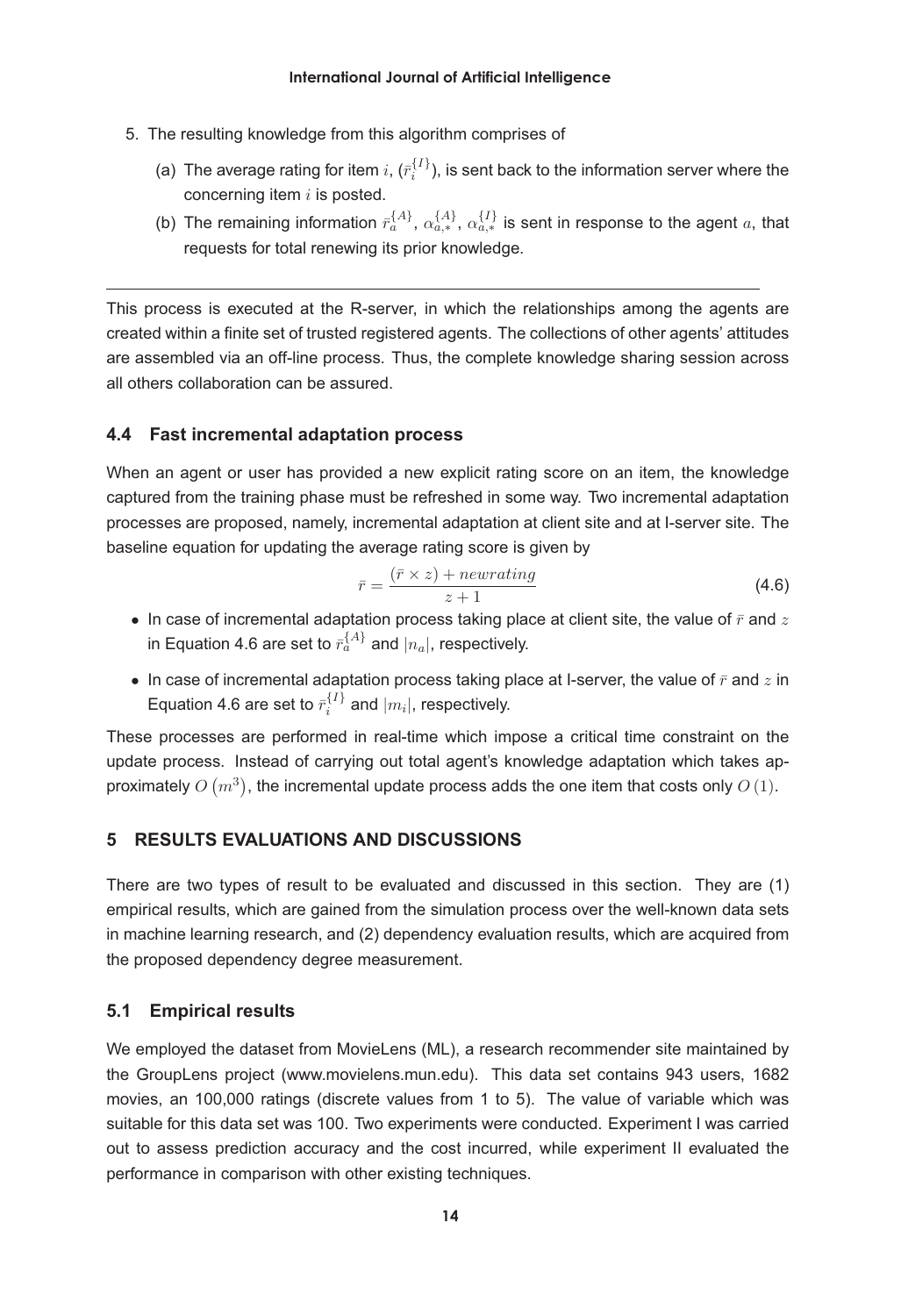5. The resulting knowledge from this algorithm comprises of
   (a) The average rating for item $i$, ($\bar{r}_i^{\{I\}}$), is sent back to the information server where the concerning item $i$ is posted.
   (b) The remaining information $\bar{r}_a^{\{A\}}$, $\alpha_{a,*}^{\{A\}}$, $\alpha_{a,*}^{\{I\}}$ is sent in response to the agent $a$, that requests for total renewing its prior knowledge.

---

This process is executed at the R-server, in which the relationships among the agents are created within a finite set of trusted registered agents. The collections of other agents' attitudes are assembled via an off-line process. Thus, the complete knowledge sharing session across all others collaboration can be assured.

### 4.4 Fast incremental adaptation process

When an agent or user has provided a new explicit rating score on an item, the knowledge captured from the training phase must be refreshed in some way. Two incremental adaptation processes are proposed, namely, incremental adaptation at client site and at I-server site. The baseline equation for updating the average rating score is given by

$$\bar{r} = \frac{(\bar{r} \times z) + newrating}{z + 1} \tag{4.6}$$

- In case of incremental adaptation process taking place at client site, the value of $\bar{r}$ and $z$ in Equation 4.6 are set to $\bar{r}_a^{\{A\}}$ and $|n_a|$, respectively.
- In case of incremental adaptation process taking place at I-server, the value of $\bar{r}$ and $z$ in Equation 4.6 are set to $\bar{r}_i^{\{I\}}$ and $|m_i|$, respectively.

These processes are performed in real-time which impose a critical time constraint on the update process. Instead of carrying out total agent's knowledge adaptation which takes approximately $O\left(m^3\right)$, the incremental update process adds the one item that costs only $O\left(1\right)$.

## 5 RESULTS EVALUATIONS AND DISCUSSIONS

There are two types of result to be evaluated and discussed in this section. They are (1) empirical results, which are gained from the simulation process over the well-known data sets in machine learning research, and (2) dependency evaluation results, which are acquired from the proposed dependency degree measurement.

### 5.1 Empirical results

We employed the dataset from MovieLens (ML), a research recommender site maintained by the GroupLens project (www.movielens.mun.edu). This data set contains 943 users, 1682 movies, an 100,000 ratings (discrete values from 1 to 5). The value of variable which was suitable for this data set was 100. Two experiments were conducted. Experiment I was carried out to assess prediction accuracy and the cost incurred, while experiment II evaluated the performance in comparison with other existing techniques.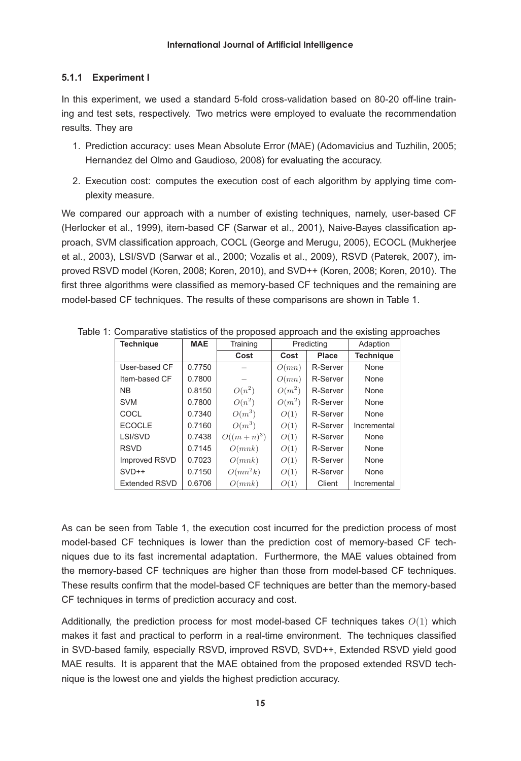#### 5.1.1 Experiment I

In this experiment, we used a standard 5-fold cross-validation based on 80-20 off-line training and test sets, respectively. Two metrics were employed to evaluate the recommendation results. They are

1. Prediction accuracy: uses Mean Absolute Error (MAE) (Adomavicius and Tuzhilin, 2005; Hernandez del Olmo and Gaudioso, 2008) for evaluating the accuracy.
2. Execution cost: computes the execution cost of each algorithm by applying time complexity measure.

We compared our approach with a number of existing techniques, namely, user-based CF (Herlocker et al., 1999), item-based CF (Sarwar et al., 2001), Naive-Bayes classification approach, SVM classification approach, COCL (George and Merugu, 2005), ECOCL (Mukherjee et al., 2003), LSI/SVD (Sarwar et al., 2000; Vozalis et al., 2009), RSVD (Paterek, 2007), improved RSVD model (Koren, 2008; Koren, 2010), and SVD++ (Koren, 2008; Koren, 2010). The first three algorithms were classified as memory-based CF techniques and the remaining are model-based CF techniques. The results of these comparisons are shown in Table 1.

Table 1: Comparative statistics of the proposed approach and the existing approaches

| **Technique** | **MAE** | Training | Predicting | | Adaption |
|---|---|---|---|---|---|
| | | **Cost** | **Cost** | **Place** | **Technique** |
| User-based CF | 0.7750 | – | $O(mn)$ | R-Server | None |
| Item-based CF | 0.7800 | – | $O(mn)$ | R-Server | None |
| NB | 0.8150 | $O(n^2)$ | $O(m^2)$ | R-Server | None |
| SVM | 0.7800 | $O(n^2)$ | $O(m^2)$ | R-Server | None |
| COCL | 0.7340 | $O(m^3)$ | $O(1)$ | R-Server | None |
| ECOCLE | 0.7160 | $O(m^3)$ | $O(1)$ | R-Server | Incremental |
| LSI/SVD | 0.7438 | $O((m+n)^3)$ | $O(1)$ | R-Server | None |
| RSVD | 0.7145 | $O(mnk)$ | $O(1)$ | R-Server | None |
| Improved RSVD | 0.7023 | $O(mnk)$ | $O(1)$ | R-Server | None |
| SVD++ | 0.7150 | $O(mn^2k)$ | $O(1)$ | R-Server | None |
| Extended RSVD | 0.6706 | $O(mnk)$ | $O(1)$ | Client | Incremental |

As can be seen from Table 1, the execution cost incurred for the prediction process of most model-based CF techniques is lower than the prediction cost of memory-based CF techniques due to its fast incremental adaptation. Furthermore, the MAE values obtained from the memory-based CF techniques are higher than those from model-based CF techniques. These results confirm that the model-based CF techniques are better than the memory-based CF techniques in terms of prediction accuracy and cost.

Additionally, the prediction process for most model-based CF techniques takes $O(1)$ which makes it fast and practical to perform in a real-time environment. The techniques classified in SVD-based family, especially RSVD, improved RSVD, SVD++, Extended RSVD yield good MAE results. It is apparent that the MAE obtained from the proposed extended RSVD technique is the lowest one and yields the highest prediction accuracy.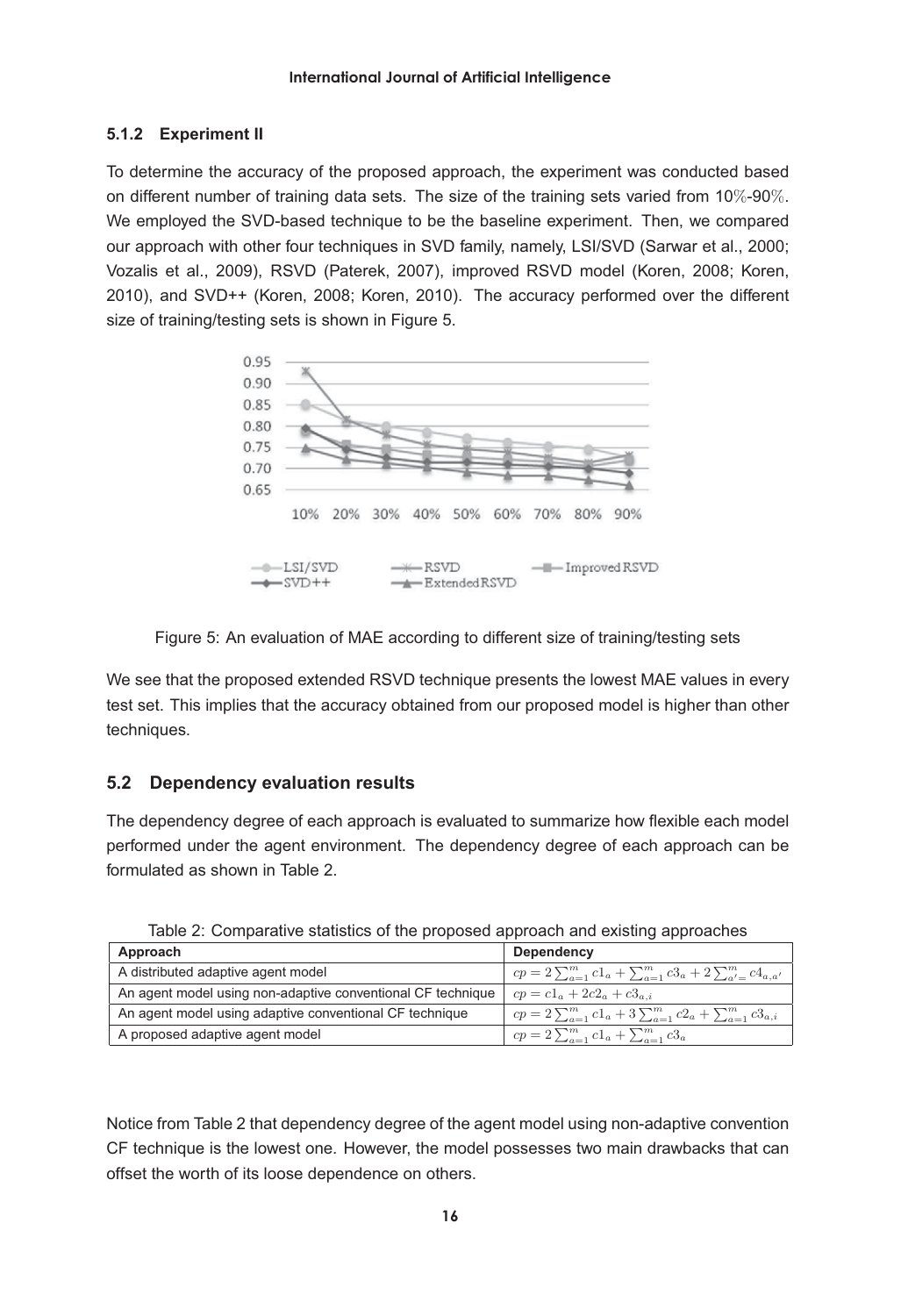### 5.1.2 Experiment II

To determine the accuracy of the proposed approach, the experiment was conducted based on different number of training data sets. The size of the training sets varied from 10%-90%. We employed the SVD-based technique to be the baseline experiment. Then, we compared our approach with other four techniques in SVD family, namely, LSI/SVD (Sarwar et al., 2000; Vozalis et al., 2009), RSVD (Paterek, 2007), improved RSVD model (Koren, 2008; Koren, 2010), and SVD++ (Koren, 2008; Koren, 2010). The accuracy performed over the different size of training/testing sets is shown in Figure 5.

Figure 5: An evaluation of MAE according to different size of training/testing sets

We see that the proposed extended RSVD technique presents the lowest MAE values in every test set. This implies that the accuracy obtained from our proposed model is higher than other techniques.

## 5.2 Dependency evaluation results

The dependency degree of each approach is evaluated to summarize how flexible each model performed under the agent environment. The dependency degree of each approach can be formulated as shown in Table 2.

Table 2: Comparative statistics of the proposed approach and existing approaches

| Approach | Dependency |
|---|---|
| A distributed adaptive agent model | $cp = 2\sum_{a=1}^{m} c1_a + \sum_{a=1}^{m} c3_a + 2\sum_{a'=}^{m} c4_{a,a'}$ |
| An agent model using non-adaptive conventional CF technique | $cp = c1_a + 2c2_a + c3_{a,i}$ |
| An agent model using adaptive conventional CF technique | $cp = 2\sum_{a=1}^{m} c1_a + 3\sum_{a=1}^{m} c2_a + \sum_{a=1}^{m} c3_{a,i}$ |
| A proposed adaptive agent model | $cp = 2\sum_{a=1}^{m} c1_a + \sum_{a=1}^{m} c3_a$ |

Notice from Table 2 that dependency degree of the agent model using non-adaptive convention CF technique is the lowest one. However, the model possesses two main drawbacks that can offset the worth of its loose dependence on others.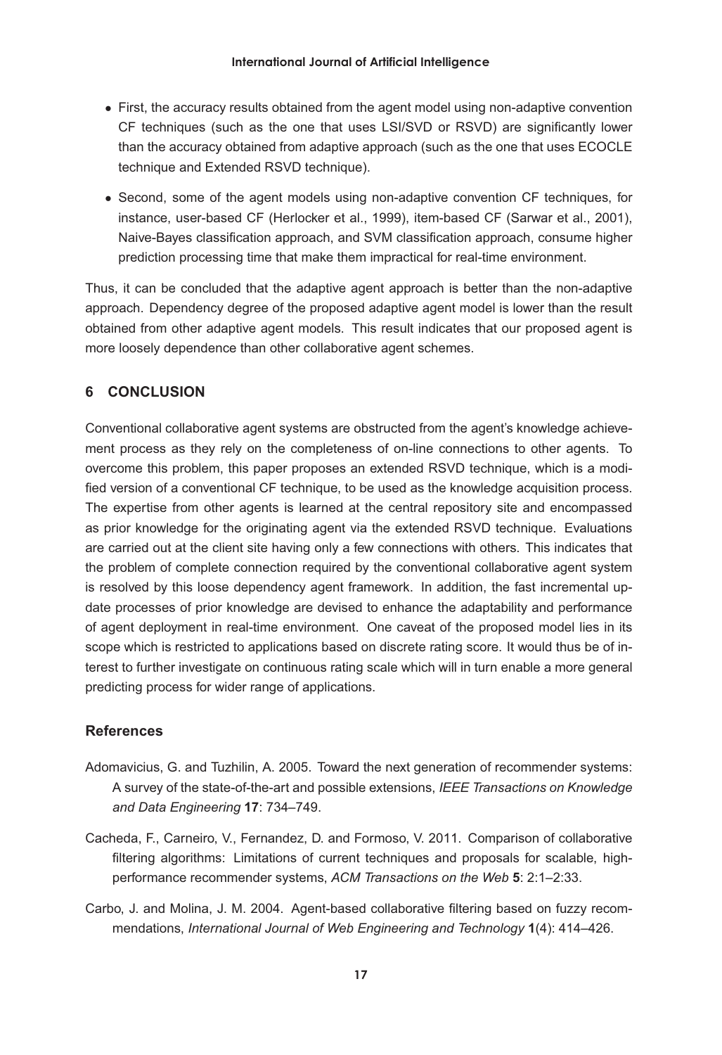- First, the accuracy results obtained from the agent model using non-adaptive convention CF techniques (such as the one that uses LSI/SVD or RSVD) are significantly lower than the accuracy obtained from adaptive approach (such as the one that uses ECOCLE technique and Extended RSVD technique).
- Second, some of the agent models using non-adaptive convention CF techniques, for instance, user-based CF (Herlocker et al., 1999), item-based CF (Sarwar et al., 2001), Naive-Bayes classification approach, and SVM classification approach, consume higher prediction processing time that make them impractical for real-time environment.

Thus, it can be concluded that the adaptive agent approach is better than the non-adaptive approach. Dependency degree of the proposed adaptive agent model is lower than the result obtained from other adaptive agent models. This result indicates that our proposed agent is more loosely dependence than other collaborative agent schemes.

## 6 CONCLUSION

Conventional collaborative agent systems are obstructed from the agent's knowledge achievement process as they rely on the completeness of on-line connections to other agents. To overcome this problem, this paper proposes an extended RSVD technique, which is a modified version of a conventional CF technique, to be used as the knowledge acquisition process. The expertise from other agents is learned at the central repository site and encompassed as prior knowledge for the originating agent via the extended RSVD technique. Evaluations are carried out at the client site having only a few connections with others. This indicates that the problem of complete connection required by the conventional collaborative agent system is resolved by this loose dependency agent framework. In addition, the fast incremental update processes of prior knowledge are devised to enhance the adaptability and performance of agent deployment in real-time environment. One caveat of the proposed model lies in its scope which is restricted to applications based on discrete rating score. It would thus be of interest to further investigate on continuous rating scale which will in turn enable a more general predicting process for wider range of applications.

### References

Adomavicius, G. and Tuzhilin, A. 2005. Toward the next generation of recommender systems: A survey of the state-of-the-art and possible extensions, *IEEE Transactions on Knowledge and Data Engineering* **17**: 734–749.

Cacheda, F., Carneiro, V., Fernandez, D. and Formoso, V. 2011. Comparison of collaborative filtering algorithms: Limitations of current techniques and proposals for scalable, high-performance recommender systems, *ACM Transactions on the Web* **5**: 2:1–2:33.

Carbo, J. and Molina, J. M. 2004. Agent-based collaborative filtering based on fuzzy recommendations, *International Journal of Web Engineering and Technology* **1**(4): 414–426.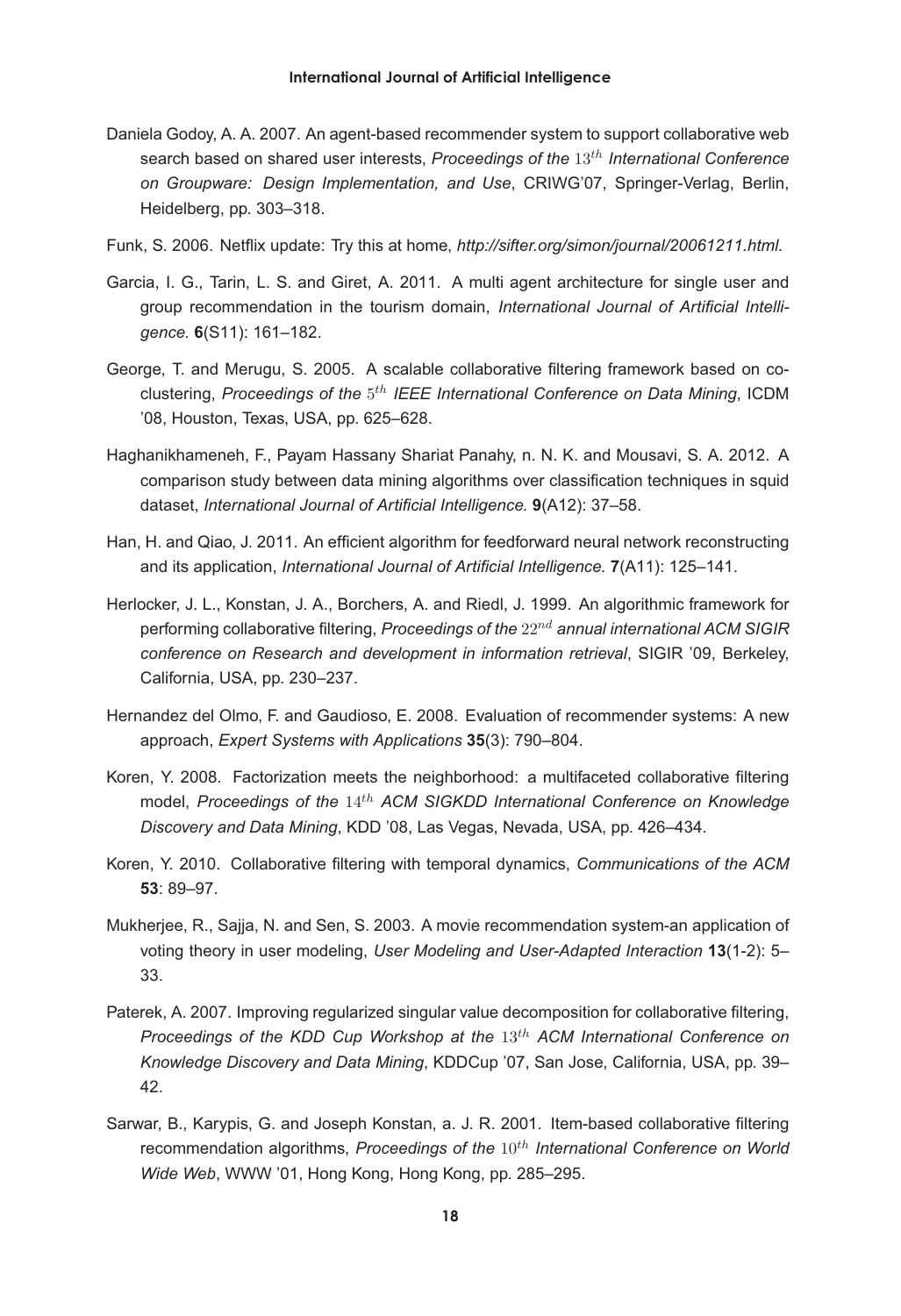Daniela Godoy, A. A. 2007. An agent-based recommender system to support collaborative web search based on shared user interests, *Proceedings of the $13^{th}$ International Conference on Groupware: Design Implementation, and Use*, CRIWG'07, Springer-Verlag, Berlin, Heidelberg, pp. 303–318.

Funk, S. 2006. Netflix update: Try this at home, *http://sifter.org/simon/journal/20061211.html.*

Garcia, I. G., Tarin, L. S. and Giret, A. 2011. A multi agent architecture for single user and group recommendation in the tourism domain, *International Journal of Artificial Intelligence.* **6**(S11): 161–182.

George, T. and Merugu, S. 2005. A scalable collaborative filtering framework based on co-clustering, *Proceedings of the $5^{th}$ IEEE International Conference on Data Mining*, ICDM '08, Houston, Texas, USA, pp. 625–628.

Haghanikhameneh, F., Payam Hassany Shariat Panahy, n. N. K. and Mousavi, S. A. 2012. A comparison study between data mining algorithms over classification techniques in squid dataset, *International Journal of Artificial Intelligence.* **9**(A12): 37–58.

Han, H. and Qiao, J. 2011. An efficient algorithm for feedforward neural network reconstructing and its application, *International Journal of Artificial Intelligence.* **7**(A11): 125–141.

Herlocker, J. L., Konstan, J. A., Borchers, A. and Riedl, J. 1999. An algorithmic framework for performing collaborative filtering, *Proceedings of the $22^{nd}$ annual international ACM SIGIR conference on Research and development in information retrieval*, SIGIR '09, Berkeley, California, USA, pp. 230–237.

Hernandez del Olmo, F. and Gaudioso, E. 2008. Evaluation of recommender systems: A new approach, *Expert Systems with Applications* **35**(3): 790–804.

Koren, Y. 2008. Factorization meets the neighborhood: a multifaceted collaborative filtering model, *Proceedings of the $14^{th}$ ACM SIGKDD International Conference on Knowledge Discovery and Data Mining*, KDD '08, Las Vegas, Nevada, USA, pp. 426–434.

Koren, Y. 2010. Collaborative filtering with temporal dynamics, *Communications of the ACM* **53**: 89–97.

Mukherjee, R., Sajja, N. and Sen, S. 2003. A movie recommendation system-an application of voting theory in user modeling, *User Modeling and User-Adapted Interaction* **13**(1-2): 5–33.

Paterek, A. 2007. Improving regularized singular value decomposition for collaborative filtering, *Proceedings of the KDD Cup Workshop at the $13^{th}$ ACM International Conference on Knowledge Discovery and Data Mining*, KDDCup '07, San Jose, California, USA, pp. 39–42.

Sarwar, B., Karypis, G. and Joseph Konstan, a. J. R. 2001. Item-based collaborative filtering recommendation algorithms, *Proceedings of the $10^{th}$ International Conference on World Wide Web*, WWW '01, Hong Kong, Hong Kong, pp. 285–295.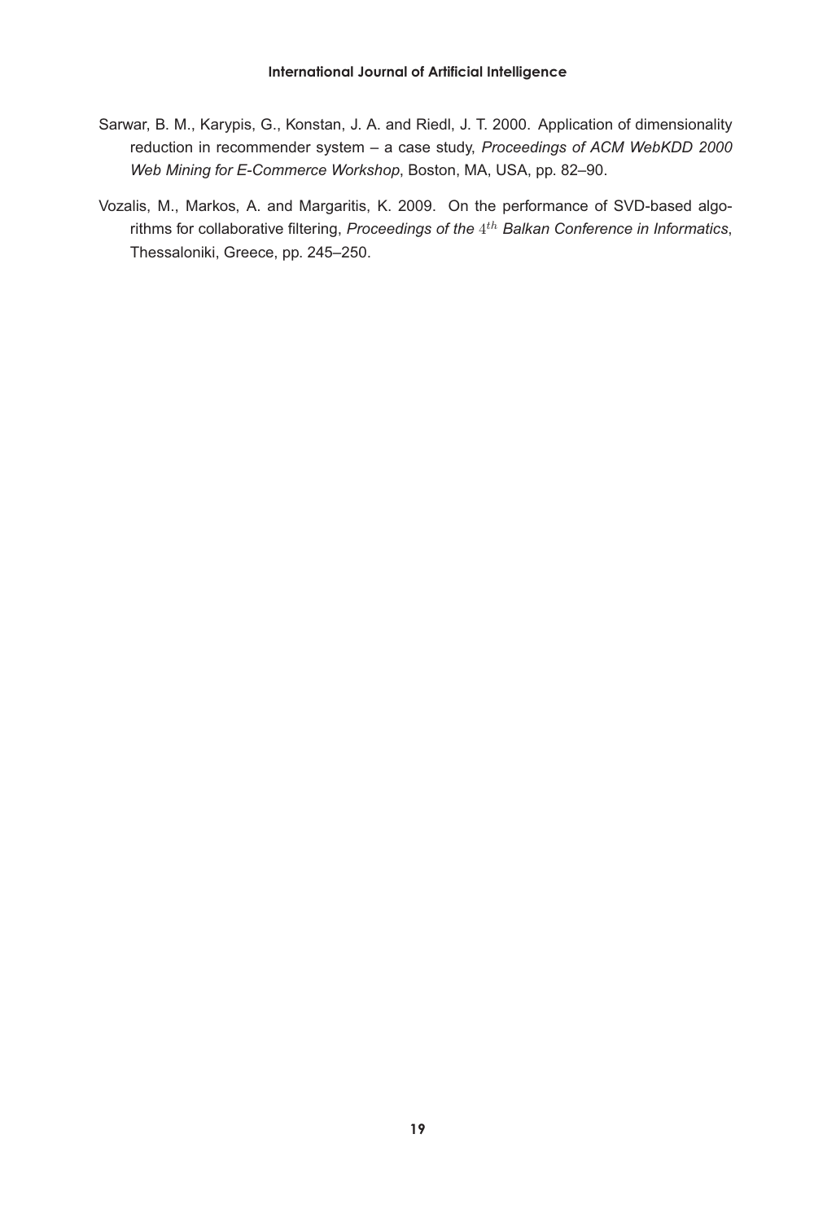Sarwar, B. M., Karypis, G., Konstan, J. A. and Riedl, J. T. 2000. Application of dimensionality reduction in recommender system – a case study, *Proceedings of ACM WebKDD 2000 Web Mining for E-Commerce Workshop*, Boston, MA, USA, pp. 82–90.

Vozalis, M., Markos, A. and Margaritis, K. 2009. On the performance of SVD-based algorithms for collaborative filtering, *Proceedings of the $4^{th}$ Balkan Conference in Informatics*, Thessaloniki, Greece, pp. 245–250.